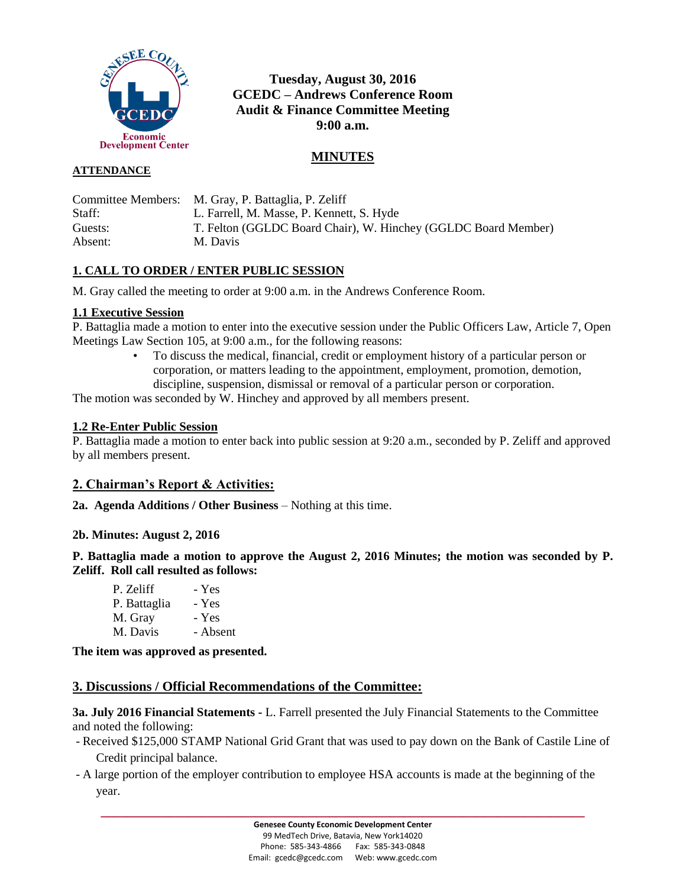**Tuesday, August 30, 2016**
**GCEDC – Andrews Conference Room**
**Audit & Finance Committee Meeting**
**9:00 a.m.**

## MINUTES

**ATTENDANCE**

Committee Members: M. Gray, P. Battaglia, P. Zeliff
Staff: L. Farrell, M. Masse, P. Kennett, S. Hyde
Guests: T. Felton (GGLDC Board Chair), W. Hinchey (GGLDC Board Member)
Absent: M. Davis

## 1. CALL TO ORDER / ENTER PUBLIC SESSION

M. Gray called the meeting to order at 9:00 a.m. in the Andrews Conference Room.

### 1.1 Executive Session

P. Battaglia made a motion to enter into the executive session under the Public Officers Law, Article 7, Open Meetings Law Section 105, at 9:00 a.m., for the following reasons:

- To discuss the medical, financial, credit or employment history of a particular person or corporation, or matters leading to the appointment, employment, promotion, demotion, discipline, suspension, dismissal or removal of a particular person or corporation.

The motion was seconded by W. Hinchey and approved by all members present.

### 1.2 Re-Enter Public Session

P. Battaglia made a motion to enter back into public session at 9:20 a.m., seconded by P. Zeliff and approved by all members present.

## 2. Chairman's Report & Activities:

**2a. Agenda Additions / Other Business** – Nothing at this time.

**2b. Minutes: August 2, 2016**

**P. Battaglia made a motion to approve the August 2, 2016 Minutes; the motion was seconded by P. Zeliff. Roll call resulted as follows:**

P. Zeliff - Yes
P. Battaglia - Yes
M. Gray - Yes
M. Davis - Absent

**The item was approved as presented.**

## 3. Discussions / Official Recommendations of the Committee:

**3a. July 2016 Financial Statements -** L. Farrell presented the July Financial Statements to the Committee and noted the following:

- Received $125,000 STAMP National Grid Grant that was used to pay down on the Bank of Castile Line of Credit principal balance.
- A large portion of the employer contribution to employee HSA accounts is made at the beginning of the year.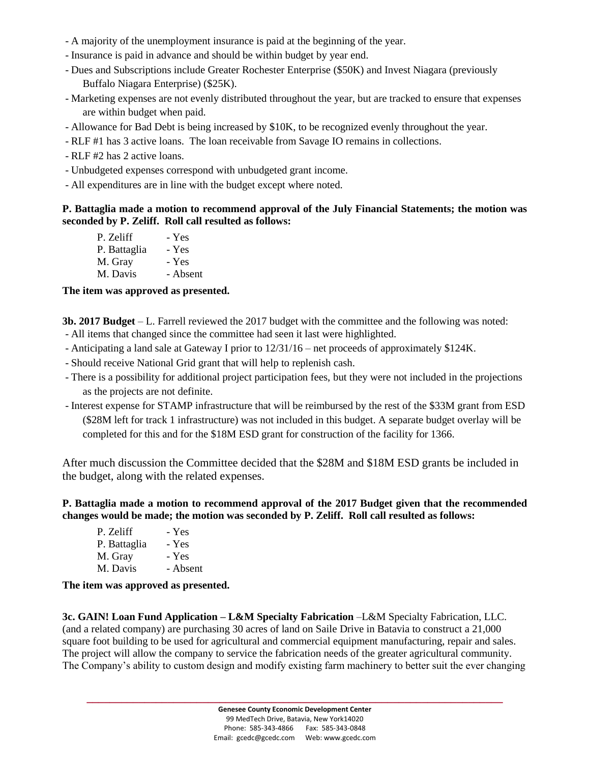- A majority of the unemployment insurance is paid at the beginning of the year.
- Insurance is paid in advance and should be within budget by year end.
- Dues and Subscriptions include Greater Rochester Enterprise ($50K) and Invest Niagara (previously Buffalo Niagara Enterprise) ($25K).
- Marketing expenses are not evenly distributed throughout the year, but are tracked to ensure that expenses are within budget when paid.
- Allowance for Bad Debt is being increased by $10K, to be recognized evenly throughout the year.
- RLF #1 has 3 active loans. The loan receivable from Savage IO remains in collections.
- RLF #2 has 2 active loans.
- Unbudgeted expenses correspond with unbudgeted grant income.
- All expenditures are in line with the budget except where noted.

**P. Battaglia made a motion to recommend approval of the July Financial Statements; the motion was seconded by P. Zeliff. Roll call resulted as follows:**

P. Zeliff - Yes
P. Battaglia - Yes
M. Gray - Yes
M. Davis - Absent

**The item was approved as presented.**

**3b. 2017 Budget** – L. Farrell reviewed the 2017 budget with the committee and the following was noted:

- All items that changed since the committee had seen it last were highlighted.
- Anticipating a land sale at Gateway I prior to 12/31/16 – net proceeds of approximately $124K.
- Should receive National Grid grant that will help to replenish cash.
- There is a possibility for additional project participation fees, but they were not included in the projections as the projects are not definite.
- Interest expense for STAMP infrastructure that will be reimbursed by the rest of the $33M grant from ESD ($28M left for track 1 infrastructure) was not included in this budget. A separate budget overlay will be completed for this and for the $18M ESD grant for construction of the facility for 1366.

After much discussion the Committee decided that the $28M and $18M ESD grants be included in the budget, along with the related expenses.

**P. Battaglia made a motion to recommend approval of the 2017 Budget given that the recommended changes would be made; the motion was seconded by P. Zeliff. Roll call resulted as follows:**

P. Zeliff - Yes
P. Battaglia - Yes
M. Gray - Yes
M. Davis - Absent

**The item was approved as presented.**

**3c. GAIN! Loan Fund Application – L&M Specialty Fabrication** –L&M Specialty Fabrication, LLC. (and a related company) are purchasing 30 acres of land on Saile Drive in Batavia to construct a 21,000 square foot building to be used for agricultural and commercial equipment manufacturing, repair and sales. The project will allow the company to service the fabrication needs of the greater agricultural community. The Company's ability to custom design and modify existing farm machinery to better suit the ever changing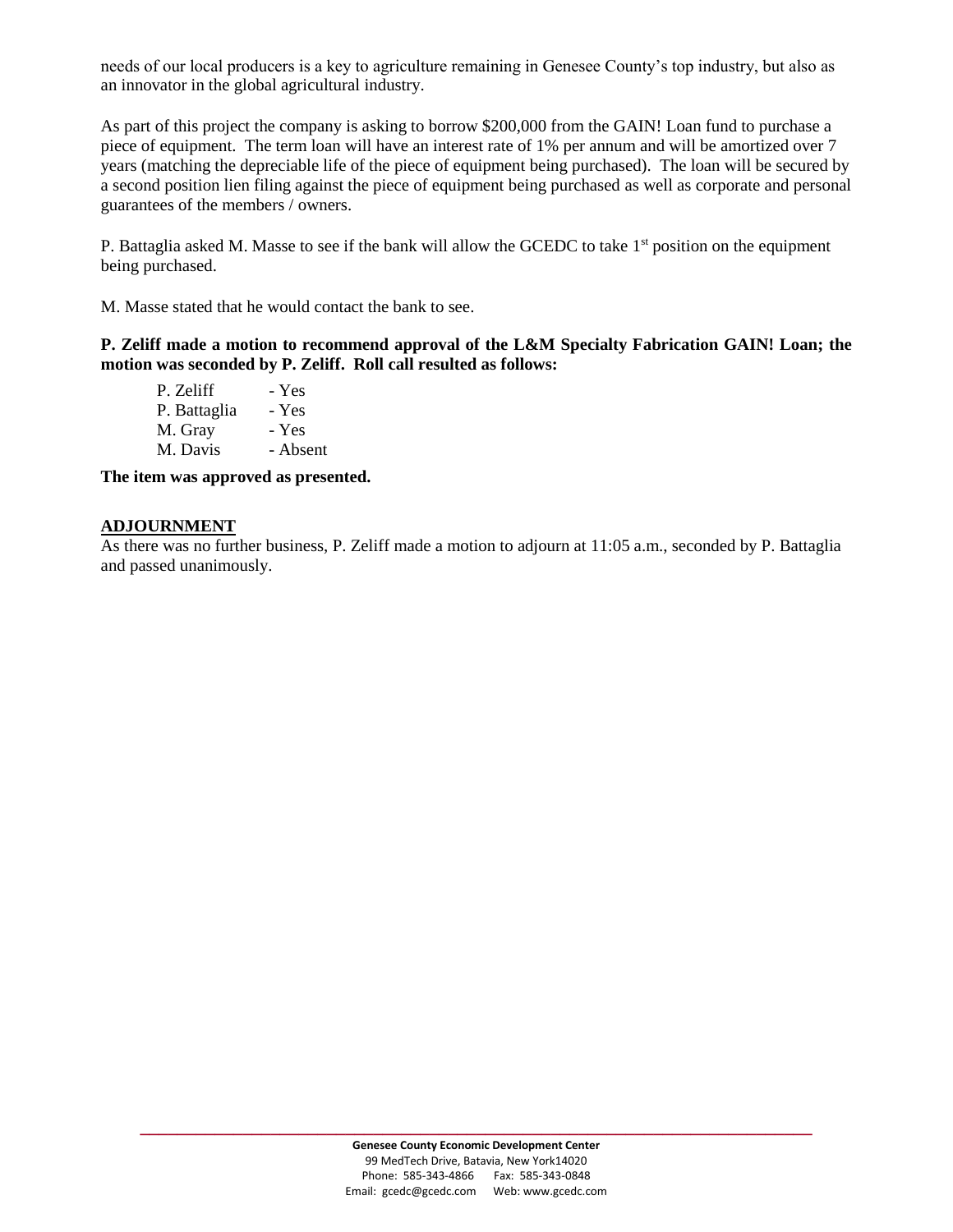needs of our local producers is a key to agriculture remaining in Genesee County's top industry, but also as an innovator in the global agricultural industry.

As part of this project the company is asking to borrow $200,000 from the GAIN! Loan fund to purchase a piece of equipment. The term loan will have an interest rate of 1% per annum and will be amortized over 7 years (matching the depreciable life of the piece of equipment being purchased). The loan will be secured by a second position lien filing against the piece of equipment being purchased as well as corporate and personal guarantees of the members / owners.

P. Battaglia asked M. Masse to see if the bank will allow the GCEDC to take 1st position on the equipment being purchased.

M. Masse stated that he would contact the bank to see.

**P. Zeliff made a motion to recommend approval of the L&M Specialty Fabrication GAIN! Loan; the motion was seconded by P. Zeliff. Roll call resulted as follows:**

P. Zeliff - Yes
P. Battaglia - Yes
M. Gray - Yes
M. Davis - Absent

**The item was approved as presented.**

## ADJOURNMENT

As there was no further business, P. Zeliff made a motion to adjourn at 11:05 a.m., seconded by P. Battaglia and passed unanimously.